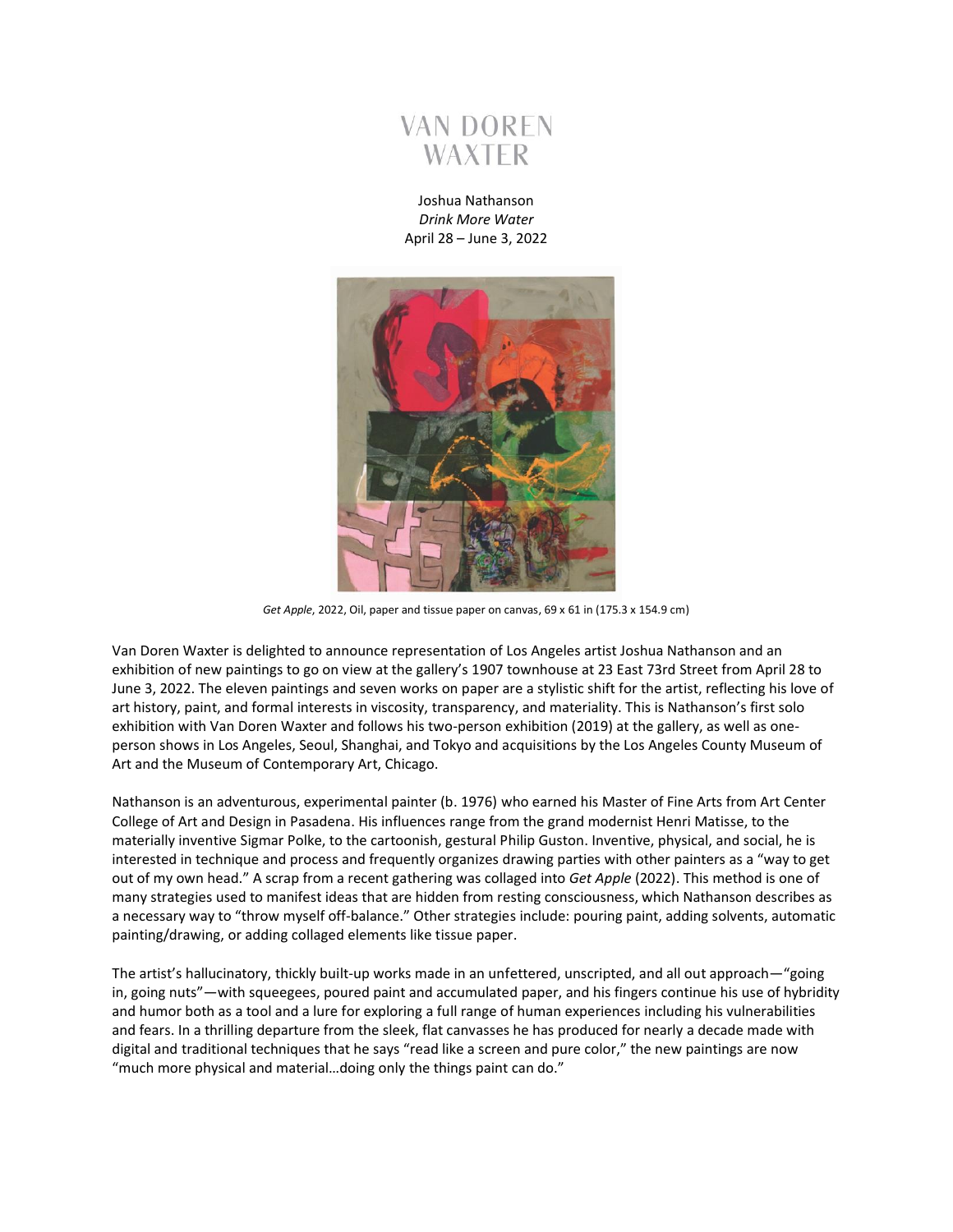VAN DOREN
WAXTER

Joshua Nathanson
*Drink More Water*
April 28 – June 3, 2022

*Get Apple*, 2022, Oil, paper and tissue paper on canvas, 69 x 61 in (175.3 x 154.9 cm)

Van Doren Waxter is delighted to announce representation of Los Angeles artist Joshua Nathanson and an exhibition of new paintings to go on view at the gallery's 1907 townhouse at 23 East 73rd Street from April 28 to June 3, 2022. The eleven paintings and seven works on paper are a stylistic shift for the artist, reflecting his love of art history, paint, and formal interests in viscosity, transparency, and materiality. This is Nathanson's first solo exhibition with Van Doren Waxter and follows his two-person exhibition (2019) at the gallery, as well as one-person shows in Los Angeles, Seoul, Shanghai, and Tokyo and acquisitions by the Los Angeles County Museum of Art and the Museum of Contemporary Art, Chicago.

Nathanson is an adventurous, experimental painter (b. 1976) who earned his Master of Fine Arts from Art Center College of Art and Design in Pasadena. His influences range from the grand modernist Henri Matisse, to the materially inventive Sigmar Polke, to the cartoonish, gestural Philip Guston. Inventive, physical, and social, he is interested in technique and process and frequently organizes drawing parties with other painters as a "way to get out of my own head." A scrap from a recent gathering was collaged into *Get Apple* (2022). This method is one of many strategies used to manifest ideas that are hidden from resting consciousness, which Nathanson describes as a necessary way to "throw myself off-balance." Other strategies include: pouring paint, adding solvents, automatic painting/drawing, or adding collaged elements like tissue paper.

The artist's hallucinatory, thickly built-up works made in an unfettered, unscripted, and all out approach—"going in, going nuts"—with squeegees, poured paint and accumulated paper, and his fingers continue his use of hybridity and humor both as a tool and a lure for exploring a full range of human experiences including his vulnerabilities and fears. In a thrilling departure from the sleek, flat canvasses he has produced for nearly a decade made with digital and traditional techniques that he says "read like a screen and pure color," the new paintings are now "much more physical and material…doing only the things paint can do."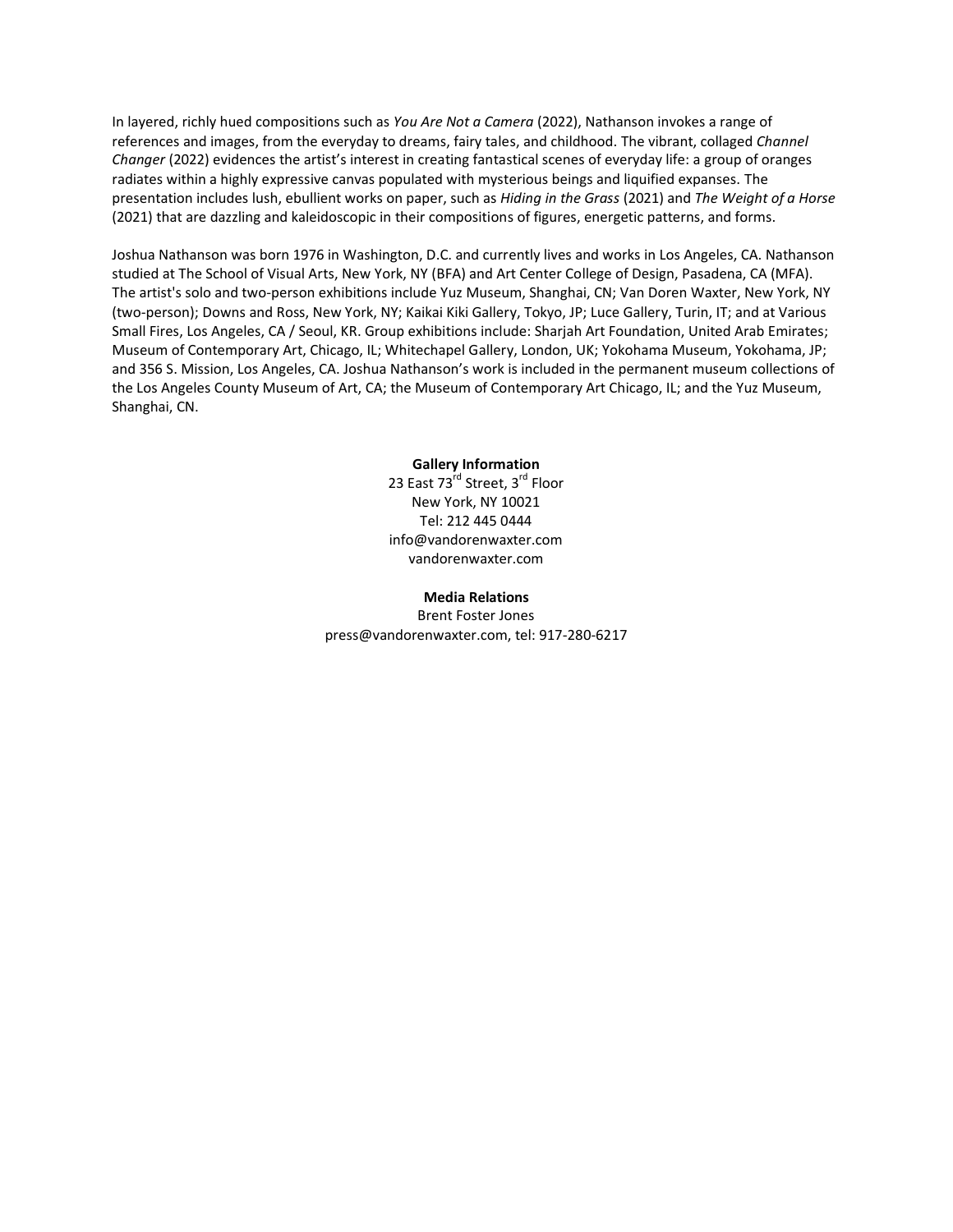In layered, richly hued compositions such as *You Are Not a Camera* (2022), Nathanson invokes a range of references and images, from the everyday to dreams, fairy tales, and childhood. The vibrant, collaged *Channel Changer* (2022) evidences the artist's interest in creating fantastical scenes of everyday life: a group of oranges radiates within a highly expressive canvas populated with mysterious beings and liquified expanses. The presentation includes lush, ebullient works on paper, such as *Hiding in the Grass* (2021) and *The Weight of a Horse* (2021) that are dazzling and kaleidoscopic in their compositions of figures, energetic patterns, and forms.

Joshua Nathanson was born 1976 in Washington, D.C. and currently lives and works in Los Angeles, CA. Nathanson studied at The School of Visual Arts, New York, NY (BFA) and Art Center College of Design, Pasadena, CA (MFA). The artist's solo and two-person exhibitions include Yuz Museum, Shanghai, CN; Van Doren Waxter, New York, NY (two-person); Downs and Ross, New York, NY; Kaikai Kiki Gallery, Tokyo, JP; Luce Gallery, Turin, IT; and at Various Small Fires, Los Angeles, CA / Seoul, KR. Group exhibitions include: Sharjah Art Foundation, United Arab Emirates; Museum of Contemporary Art, Chicago, IL; Whitechapel Gallery, London, UK; Yokohama Museum, Yokohama, JP; and 356 S. Mission, Los Angeles, CA. Joshua Nathanson's work is included in the permanent museum collections of the Los Angeles County Museum of Art, CA; the Museum of Contemporary Art Chicago, IL; and the Yuz Museum, Shanghai, CN.

**Gallery Information**
23 East 73rd Street, 3rd Floor
New York, NY 10021
Tel: 212 445 0444
info@vandorenwaxter.com
vandorenwaxter.com

**Media Relations**
Brent Foster Jones
press@vandorenwaxter.com, tel: 917-280-6217